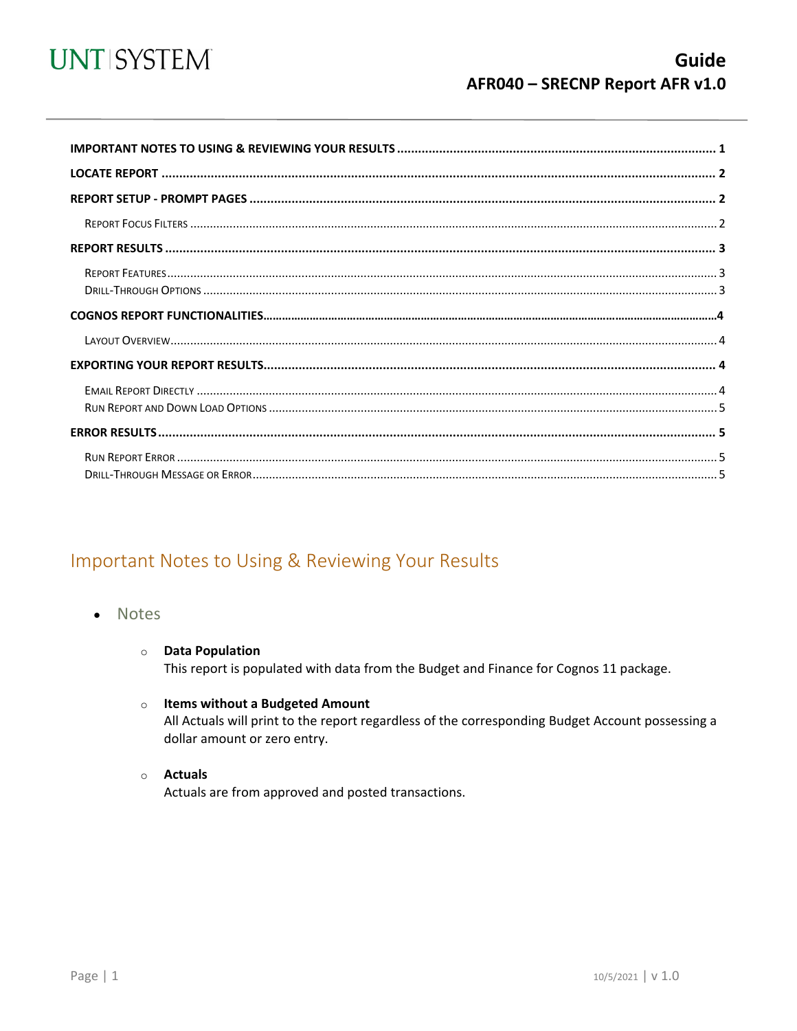# Guide

## AFR040 – SRECNP Report AFR v1.0

IMPORTANT NOTES TO USING & REVIEWING YOUR RESULTS .......... 1

LOCATE REPORT .......... 2

REPORT SETUP - PROMPT PAGES .......... 2

- Report Focus Filters .......... 2

REPORT RESULTS .......... 3

- Report Features .......... 3
- Drill-Through Options .......... 3

COGNOS REPORT FUNCTIONALITIES .......... 4

- Layout Overview .......... 4

EXPORTING YOUR REPORT RESULTS .......... 4

- Email Report Directly .......... 4
- Run Report and Down Load Options .......... 5

ERROR RESULTS .......... 5

- Run Report Error .......... 5
- Drill-Through Message or Error .......... 5

## Important Notes to Using & Reviewing Your Results

- Notes
  - **Data Population**
    This report is populated with data from the Budget and Finance for Cognos 11 package.
  - **Items without a Budgeted Amount**
    All Actuals will print to the report regardless of the corresponding Budget Account possessing a dollar amount or zero entry.
  - **Actuals**
    Actuals are from approved and posted transactions.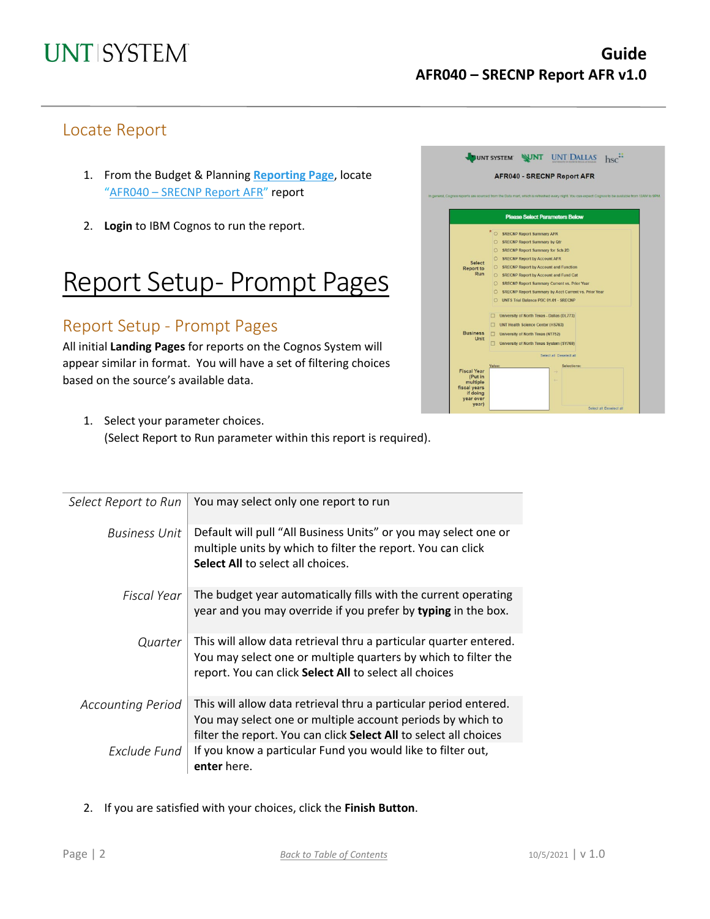## Locate Report

1. From the Budget & Planning **Reporting Page**, locate "AFR040 – SRECNP Report AFR" report
2. **Login** to IBM Cognos to run the report.

# Report Setup- Prompt Pages

## Report Setup - Prompt Pages

All initial **Landing Pages** for reports on the Cognos System will appear similar in format. You will have a set of filtering choices based on the source's available data.

1. Select your parameter choices.
   (Select Report to Run parameter within this report is required).

| | |
|---|---|
| *Select Report to Run* | You may select only one report to run |
| *Business Unit* | Default will pull "All Business Units" or you may select one or multiple units by which to filter the report. You can click **Select All** to select all choices. |
| *Fiscal Year* | The budget year automatically fills with the current operating year and you may override if you prefer by **typing** in the box. |
| *Quarter* | This will allow data retrieval thru a particular quarter entered. You may select one or multiple quarters by which to filter the report. You can click **Select All** to select all choices |
| *Accounting Period* | This will allow data retrieval thru a particular period entered. You may select one or multiple account periods by which to filter the report. You can click **Select All** to select all choices |
| *Exclude Fund* | If you know a particular Fund you would like to filter out, **enter** here. |

2. If you are satisfied with your choices, click the **Finish Button**.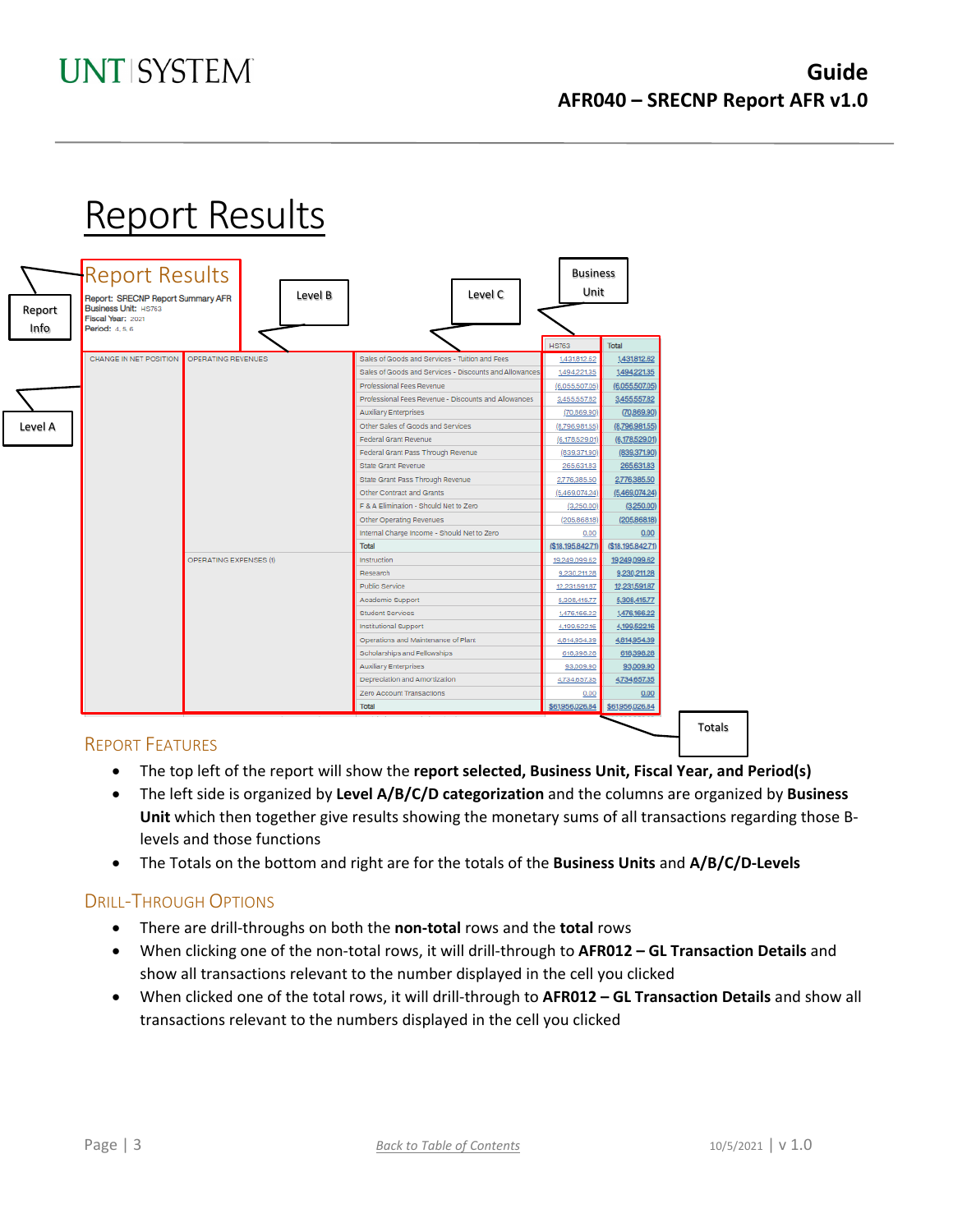# Report Results

**Report Results**

Report: SRECNP Report Summary AFR
Business Unit: HS763
Fiscal Year: 2021
Period: 4, 5, 6

Report Info | Level A | Level B | Level C | Business Unit | Totals

| | | | HS763 | Total |
|---|---|---|---|---|
| CHANGE IN NET POSITION | OPERATING REVENUES | Sales of Goods and Services - Tuition and Fees | 1,431,812.52 | 1,431,812.52 |
| | | Sales of Goods and Services - Discounts and Allowances | 1,494,221.35 | 1,494,221.35 |
| | | Professional Fees Revenue | (6,055,507.05) | (6,055,507.05) |
| | | Professional Fees Revenue - Discounts and Allowances | 3,455,557.82 | 3,455,557.82 |
| | | Auxiliary Enterprises | (70,869.90) | (70,869.90) |
| | | Other Sales of Goods and Services | (6,796,981.55) | (6,796,981.55) |
| | | Federal Grant Revenue | (6,178,529.01) | (6,178,529.01) |
| | | Federal Grant Pass Through Revenue | (839,371.90) | (839,371.90) |
| | | State Grant Revenue | 265,631.83 | 265,631.83 |
| | | State Grant Pass Through Revenue | 2,776,385.50 | 2,776,385.50 |
| | | Other Contract and Grants | (5,469,074.24) | (5,469,074.24) |
| | | F & A Elimination - Should Net to Zero | (3,250.00) | (3,250.00) |
| | | Other Operating Revenues | (205,868.18) | (205,868.18) |
| | | Internal Charge Income - Should Net to Zero | 0.00 | 0.00 |
| | | Total | ($18,195,842.71) | ($18,195,842.71) |
| | OPERATING EXPENSES (I) | Instruction | 19,249,099.52 | 19,249,099.52 |
| | | Research | 9,230,211.28 | 9,230,211.28 |
| | | Public Service | 12,231,591.87 | 12,231,591.87 |
| | | Academic Support | 5,308,415.77 | 5,308,415.77 |
| | | Student Services | 1,476,166.22 | 1,476,166.22 |
| | | Institutional Support | 4,199,522.16 | 4,199,522.16 |
| | | Operations and Maintenance of Plant | 4,814,954.39 | 4,814,954.39 |
| | | Scholarships and Fellowships | 618,396.28 | 618,396.28 |
| | | Auxiliary Enterprises | 93,009.90 | 93,009.90 |
| | | Depreciation and Amortization | 4,734,657.35 | 4,734,657.35 |
| | | Zero Account Transactions | 0.00 | 0.00 |
| | | Total | $61,956,026.84 | $61,956,026.84 |

## Report Features

- The top left of the report will show the **report selected, Business Unit, Fiscal Year, and Period(s)**
- The left side is organized by **Level A/B/C/D categorization** and the columns are organized by **Business Unit** which then together give results showing the monetary sums of all transactions regarding those B-levels and those functions
- The Totals on the bottom and right are for the totals of the **Business Units** and **A/B/C/D-Levels**

## Drill-Through Options

- There are drill-throughs on both the **non-total** rows and the **total** rows
- When clicking one of the non-total rows, it will drill-through to **AFR012 – GL Transaction Details** and show all transactions relevant to the number displayed in the cell you clicked
- When clicked one of the total rows, it will drill-through to **AFR012 – GL Transaction Details** and show all transactions relevant to the numbers displayed in the cell you clicked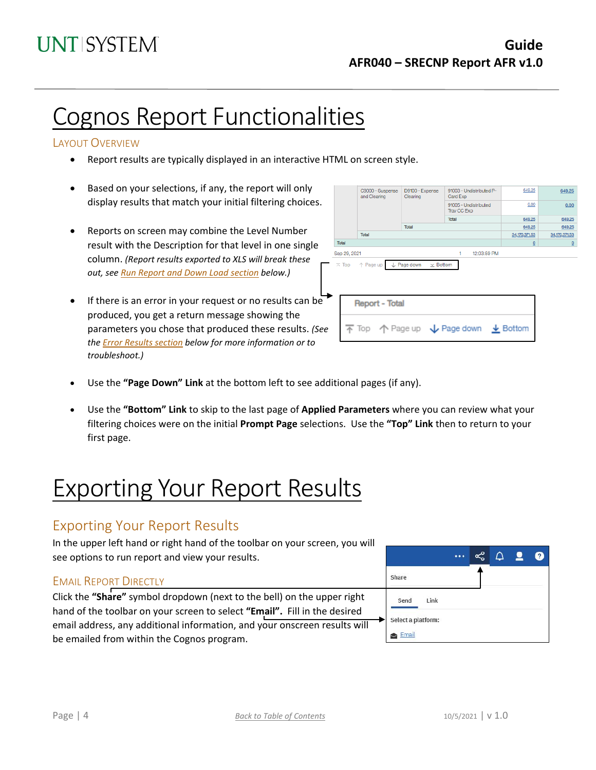# Cognos Report Functionalities

## Layout Overview

- Report results are typically displayed in an interactive HTML on screen style.
- Based on your selections, if any, the report will only display results that match your initial filtering choices.
- Reports on screen may combine the Level Number result with the Description for that level in one single column. *(Report results exported to XLS will break these out, see Run Report and Down Load section below.)*
- If there is an error in your request or no results can be produced, you get a return message showing the parameters you chose that produced these results. *(See the Error Results section below for more information or to troubleshoot.)*
- Use the **"Page Down" Link** at the bottom left to see additional pages (if any).
- Use the **"Bottom" Link** to skip to the last page of **Applied Parameters** where you can review what your filtering choices were on the initial **Prompt Page** selections. Use the **"Top" Link** then to return to your first page.

# Exporting Your Report Results

## Exporting Your Report Results

In the upper left hand or right hand of the toolbar on your screen, you will see options to run report and view your results.

### Email Report Directly

Click the **"Share"** symbol dropdown (next to the bell) on the upper right hand of the toolbar on your screen to select **"Email".** Fill in the desired email address, any additional information, and your onscreen results will be emailed from within the Cognos program.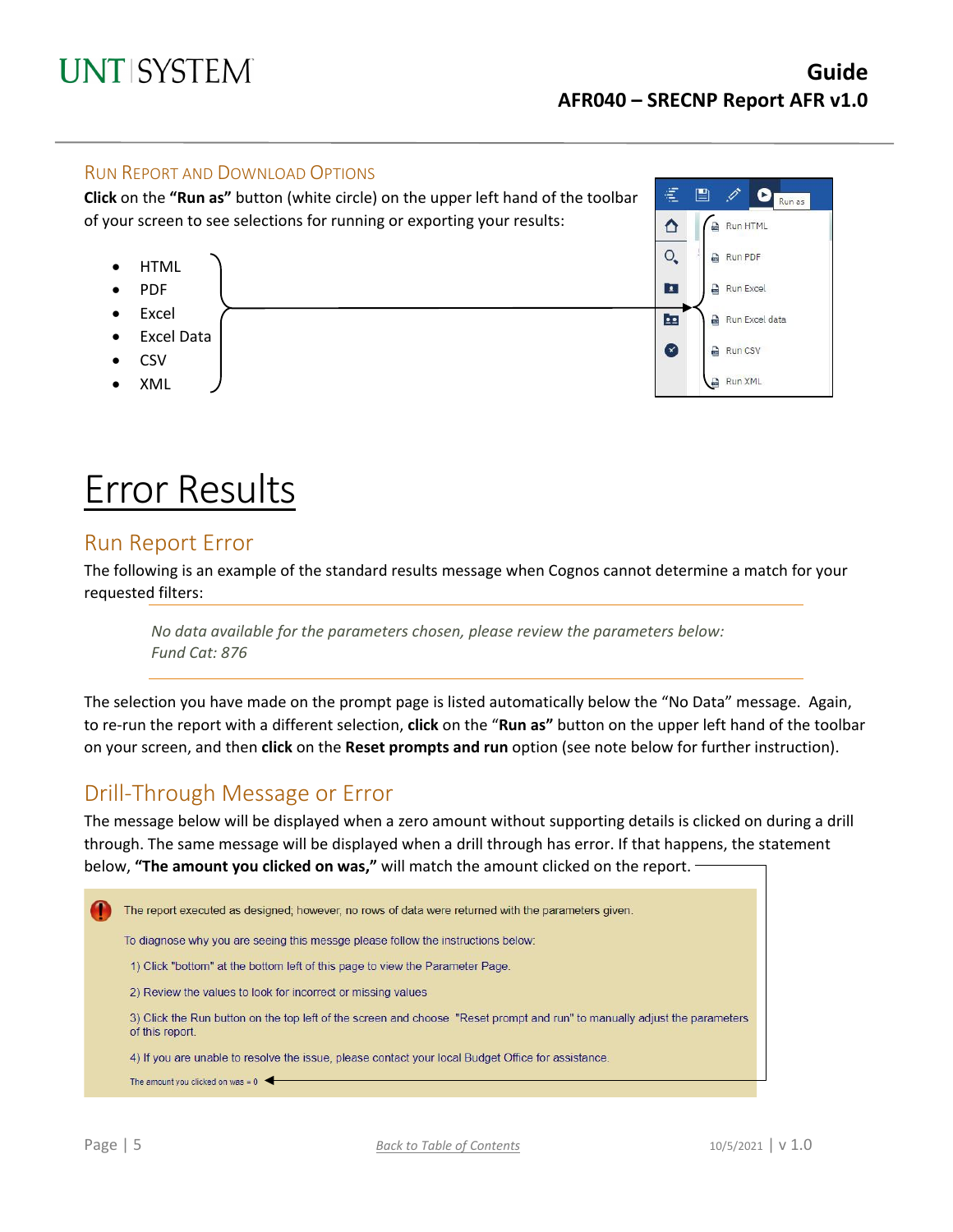## Run Report and Download Options

**Click** on the **"Run as"** button (white circle) on the upper left hand of the toolbar of your screen to see selections for running or exporting your results:

- HTML
- PDF
- Excel
- Excel Data
- CSV
- XML

Run as

Run HTML
Run PDF
Run Excel
Run Excel data
Run CSV
Run XML

# Error Results

## Run Report Error

The following is an example of the standard results message when Cognos cannot determine a match for your requested filters:

> *No data available for the parameters chosen, please review the parameters below:*
> *Fund Cat: 876*

The selection you have made on the prompt page is listed automatically below the "No Data" message. Again, to re-run the report with a different selection, **click** on the "**Run as"** button on the upper left hand of the toolbar on your screen, and then **click** on the **Reset prompts and run** option (see note below for further instruction).

## Drill-Through Message or Error

The message below will be displayed when a zero amount without supporting details is clicked on during a drill through. The same message will be displayed when a drill through has error. If that happens, the statement below, **"The amount you clicked on was,"** will match the amount clicked on the report.

The report executed as designed; however, no rows of data were returned with the parameters given.

To diagnose why you are seeing this messge please follow the instructions below:

1) Click "bottom" at the bottom left of this page to view the Parameter Page.

2) Review the values to look for incorrect or missing values

3) Click the Run button on the top left of the screen and choose "Reset prompt and run" to manually adjust the parameters of this report.

4) If you are unable to resolve the issue, please contact your local Budget Office for assistance.

The amount you clicked on was = 0

Back to Table of Contents